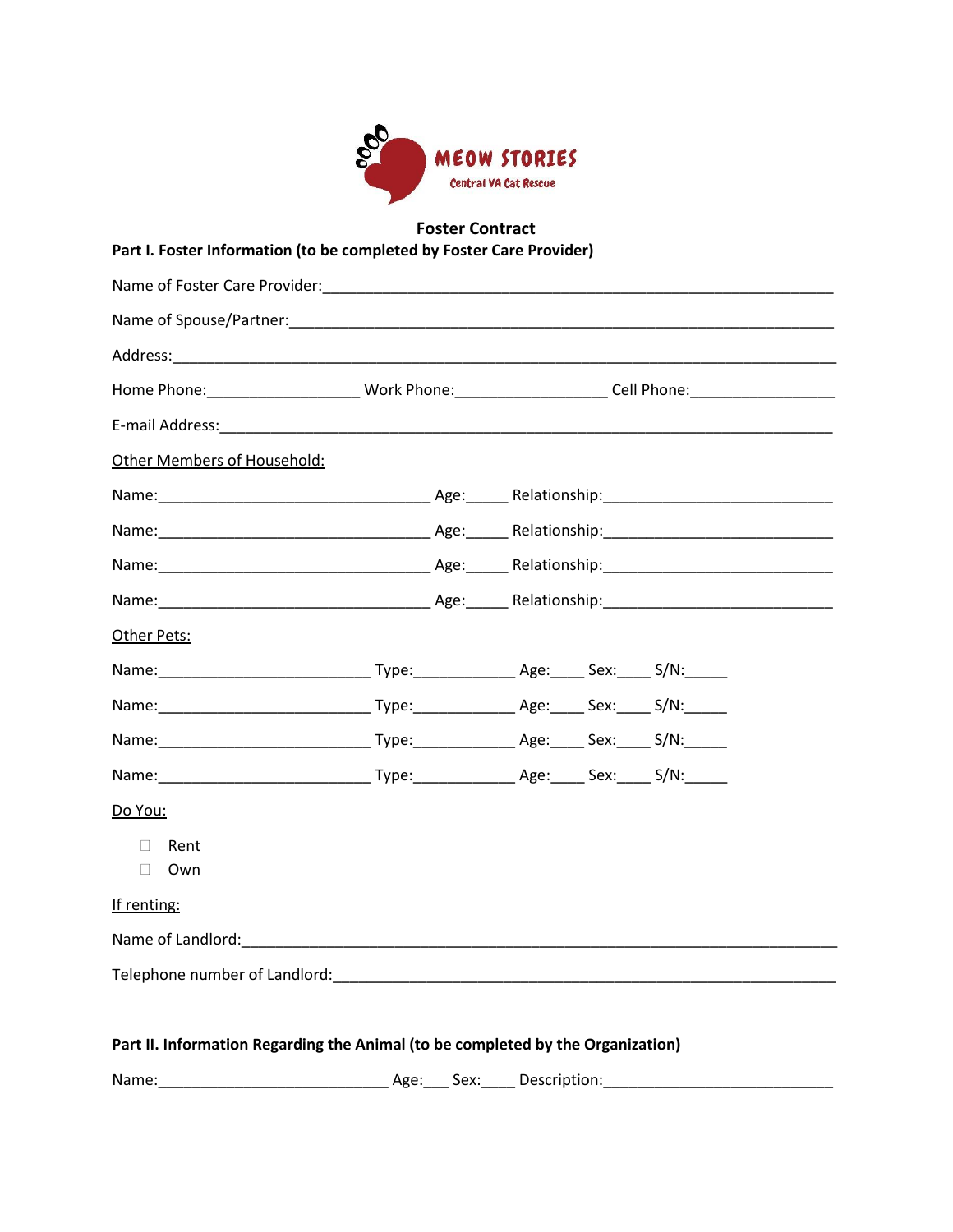MEOW STORIES

Central VA Cat Rescue

## Foster Contract

### Part I. Foster Information (to be completed by Foster Care Provider)

Name of Foster Care Provider:_______________________________________________________________

Name of Spouse/Partner:___________________________________________________________________

Address:________________________________________________________________________________

Home Phone:__________________ Work Phone:__________________ Cell Phone:_________________

E-mail Address:__________________________________________________________________________

Other Members of Household:

Name:________________________________ Age:_____ Relationship:__________________________

Name:________________________________ Age:_____ Relationship:__________________________

Name:________________________________ Age:_____ Relationship:__________________________

Name:________________________________ Age:_____ Relationship:__________________________

Other Pets:

Name:________________________ Type:____________ Age:____ Sex:____ S/N:_____

Name:________________________ Type:____________ Age:____ Sex:____ S/N:_____

Name:________________________ Type:____________ Age:____ Sex:____ S/N:_____

Name:________________________ Type:____________ Age:____ Sex:____ S/N:_____

Do You:

- ☐ Rent
- ☐ Own

If renting:

Name of Landlord:_______________________________________________________________________

Telephone number of Landlord:____________________________________________________________

### Part II. Information Regarding the Animal (to be completed by the Organization)

Name:___________________________ Age:___ Sex:____ Description:__________________________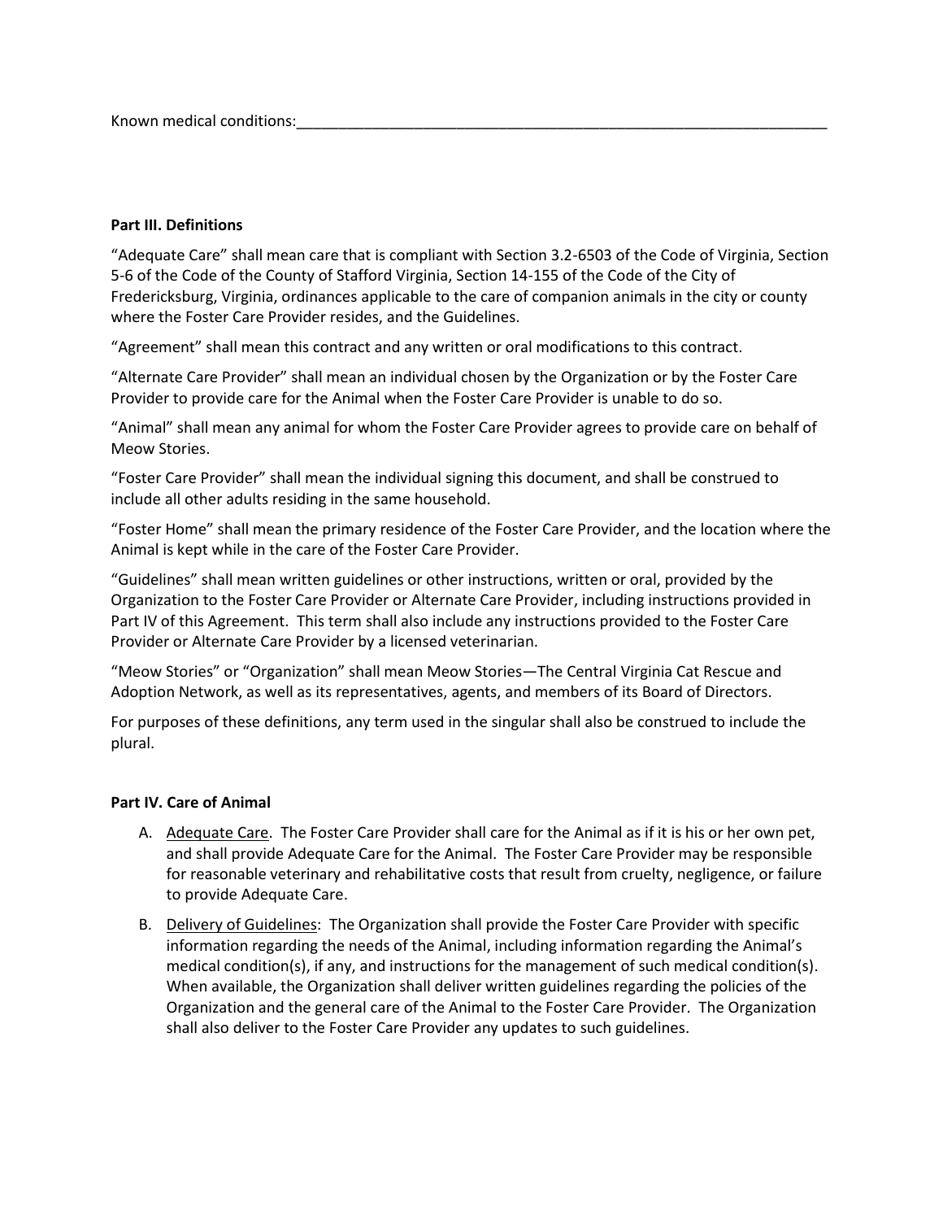Known medical conditions:___________________________________________________________________

**Part III. Definitions**

"Adequate Care" shall mean care that is compliant with Section 3.2-6503 of the Code of Virginia, Section 5-6 of the Code of the County of Stafford Virginia, Section 14-155 of the Code of the City of Fredericksburg, Virginia, ordinances applicable to the care of companion animals in the city or county where the Foster Care Provider resides, and the Guidelines.

"Agreement" shall mean this contract and any written or oral modifications to this contract.

"Alternate Care Provider" shall mean an individual chosen by the Organization or by the Foster Care Provider to provide care for the Animal when the Foster Care Provider is unable to do so.

"Animal" shall mean any animal for whom the Foster Care Provider agrees to provide care on behalf of Meow Stories.

"Foster Care Provider" shall mean the individual signing this document, and shall be construed to include all other adults residing in the same household.

"Foster Home" shall mean the primary residence of the Foster Care Provider, and the location where the Animal is kept while in the care of the Foster Care Provider.

"Guidelines" shall mean written guidelines or other instructions, written or oral, provided by the Organization to the Foster Care Provider or Alternate Care Provider, including instructions provided in Part IV of this Agreement. This term shall also include any instructions provided to the Foster Care Provider or Alternate Care Provider by a licensed veterinarian.

"Meow Stories" or "Organization" shall mean Meow Stories—The Central Virginia Cat Rescue and Adoption Network, as well as its representatives, agents, and members of its Board of Directors.

For purposes of these definitions, any term used in the singular shall also be construed to include the plural.

**Part IV. Care of Animal**

A. Adequate Care. The Foster Care Provider shall care for the Animal as if it is his or her own pet, and shall provide Adequate Care for the Animal. The Foster Care Provider may be responsible for reasonable veterinary and rehabilitative costs that result from cruelty, negligence, or failure to provide Adequate Care.

B. Delivery of Guidelines: The Organization shall provide the Foster Care Provider with specific information regarding the needs of the Animal, including information regarding the Animal's medical condition(s), if any, and instructions for the management of such medical condition(s). When available, the Organization shall deliver written guidelines regarding the policies of the Organization and the general care of the Animal to the Foster Care Provider. The Organization shall also deliver to the Foster Care Provider any updates to such guidelines.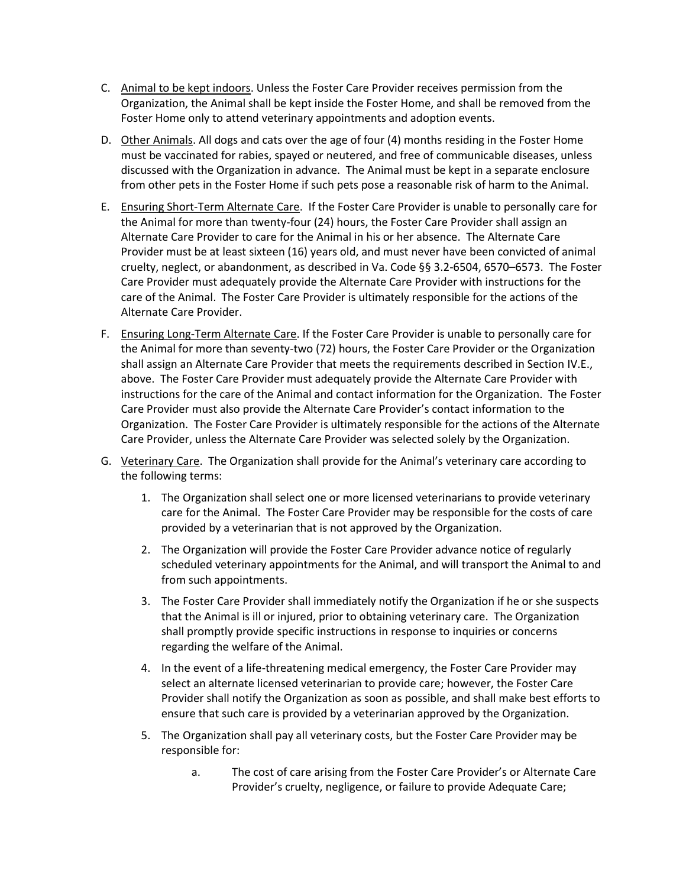C. <u>Animal to be kept indoors</u>. Unless the Foster Care Provider receives permission from the Organization, the Animal shall be kept inside the Foster Home, and shall be removed from the Foster Home only to attend veterinary appointments and adoption events.

D. <u>Other Animals</u>. All dogs and cats over the age of four (4) months residing in the Foster Home must be vaccinated for rabies, spayed or neutered, and free of communicable diseases, unless discussed with the Organization in advance. The Animal must be kept in a separate enclosure from other pets in the Foster Home if such pets pose a reasonable risk of harm to the Animal.

E. <u>Ensuring Short-Term Alternate Care</u>. If the Foster Care Provider is unable to personally care for the Animal for more than twenty-four (24) hours, the Foster Care Provider shall assign an Alternate Care Provider to care for the Animal in his or her absence. The Alternate Care Provider must be at least sixteen (16) years old, and must never have been convicted of animal cruelty, neglect, or abandonment, as described in Va. Code §§ 3.2-6504, 6570–6573. The Foster Care Provider must adequately provide the Alternate Care Provider with instructions for the care of the Animal. The Foster Care Provider is ultimately responsible for the actions of the Alternate Care Provider.

F. <u>Ensuring Long-Term Alternate Care</u>. If the Foster Care Provider is unable to personally care for the Animal for more than seventy-two (72) hours, the Foster Care Provider or the Organization shall assign an Alternate Care Provider that meets the requirements described in Section IV.E., above. The Foster Care Provider must adequately provide the Alternate Care Provider with instructions for the care of the Animal and contact information for the Organization. The Foster Care Provider must also provide the Alternate Care Provider's contact information to the Organization. The Foster Care Provider is ultimately responsible for the actions of the Alternate Care Provider, unless the Alternate Care Provider was selected solely by the Organization.

G. <u>Veterinary Care</u>. The Organization shall provide for the Animal's veterinary care according to the following terms:

   1. The Organization shall select one or more licensed veterinarians to provide veterinary care for the Animal. The Foster Care Provider may be responsible for the costs of care provided by a veterinarian that is not approved by the Organization.

   2. The Organization will provide the Foster Care Provider advance notice of regularly scheduled veterinary appointments for the Animal, and will transport the Animal to and from such appointments.

   3. The Foster Care Provider shall immediately notify the Organization if he or she suspects that the Animal is ill or injured, prior to obtaining veterinary care. The Organization shall promptly provide specific instructions in response to inquiries or concerns regarding the welfare of the Animal.

   4. In the event of a life-threatening medical emergency, the Foster Care Provider may select an alternate licensed veterinarian to provide care; however, the Foster Care Provider shall notify the Organization as soon as possible, and shall make best efforts to ensure that such care is provided by a veterinarian approved by the Organization.

   5. The Organization shall pay all veterinary costs, but the Foster Care Provider may be responsible for:

      a. The cost of care arising from the Foster Care Provider's or Alternate Care Provider's cruelty, negligence, or failure to provide Adequate Care;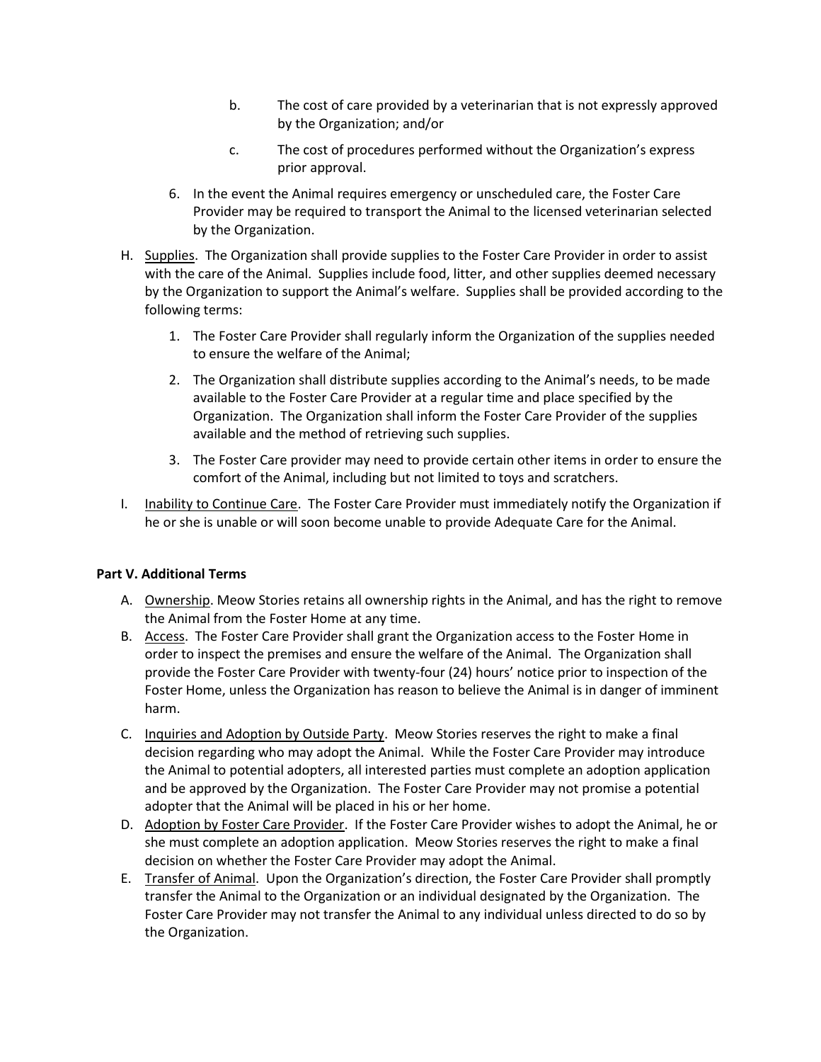b. The cost of care provided by a veterinarian that is not expressly approved by the Organization; and/or

   c. The cost of procedures performed without the Organization's express prior approval.

6. In the event the Animal requires emergency or unscheduled care, the Foster Care Provider may be required to transport the Animal to the licensed veterinarian selected by the Organization.

H. <u>Supplies</u>. The Organization shall provide supplies to the Foster Care Provider in order to assist with the care of the Animal. Supplies include food, litter, and other supplies deemed necessary by the Organization to support the Animal's welfare. Supplies shall be provided according to the following terms:

   1. The Foster Care Provider shall regularly inform the Organization of the supplies needed to ensure the welfare of the Animal;

   2. The Organization shall distribute supplies according to the Animal's needs, to be made available to the Foster Care Provider at a regular time and place specified by the Organization. The Organization shall inform the Foster Care Provider of the supplies available and the method of retrieving such supplies.

   3. The Foster Care provider may need to provide certain other items in order to ensure the comfort of the Animal, including but not limited to toys and scratchers.

I. <u>Inability to Continue Care</u>. The Foster Care Provider must immediately notify the Organization if he or she is unable or will soon become unable to provide Adequate Care for the Animal.

**Part V. Additional Terms**

A. <u>Ownership</u>. Meow Stories retains all ownership rights in the Animal, and has the right to remove the Animal from the Foster Home at any time.

B. <u>Access</u>. The Foster Care Provider shall grant the Organization access to the Foster Home in order to inspect the premises and ensure the welfare of the Animal. The Organization shall provide the Foster Care Provider with twenty-four (24) hours' notice prior to inspection of the Foster Home, unless the Organization has reason to believe the Animal is in danger of imminent harm.

C. <u>Inquiries and Adoption by Outside Party</u>. Meow Stories reserves the right to make a final decision regarding who may adopt the Animal. While the Foster Care Provider may introduce the Animal to potential adopters, all interested parties must complete an adoption application and be approved by the Organization. The Foster Care Provider may not promise a potential adopter that the Animal will be placed in his or her home.

D. <u>Adoption by Foster Care Provider</u>. If the Foster Care Provider wishes to adopt the Animal, he or she must complete an adoption application. Meow Stories reserves the right to make a final decision on whether the Foster Care Provider may adopt the Animal.

E. <u>Transfer of Animal</u>. Upon the Organization's direction, the Foster Care Provider shall promptly transfer the Animal to the Organization or an individual designated by the Organization. The Foster Care Provider may not transfer the Animal to any individual unless directed to do so by the Organization.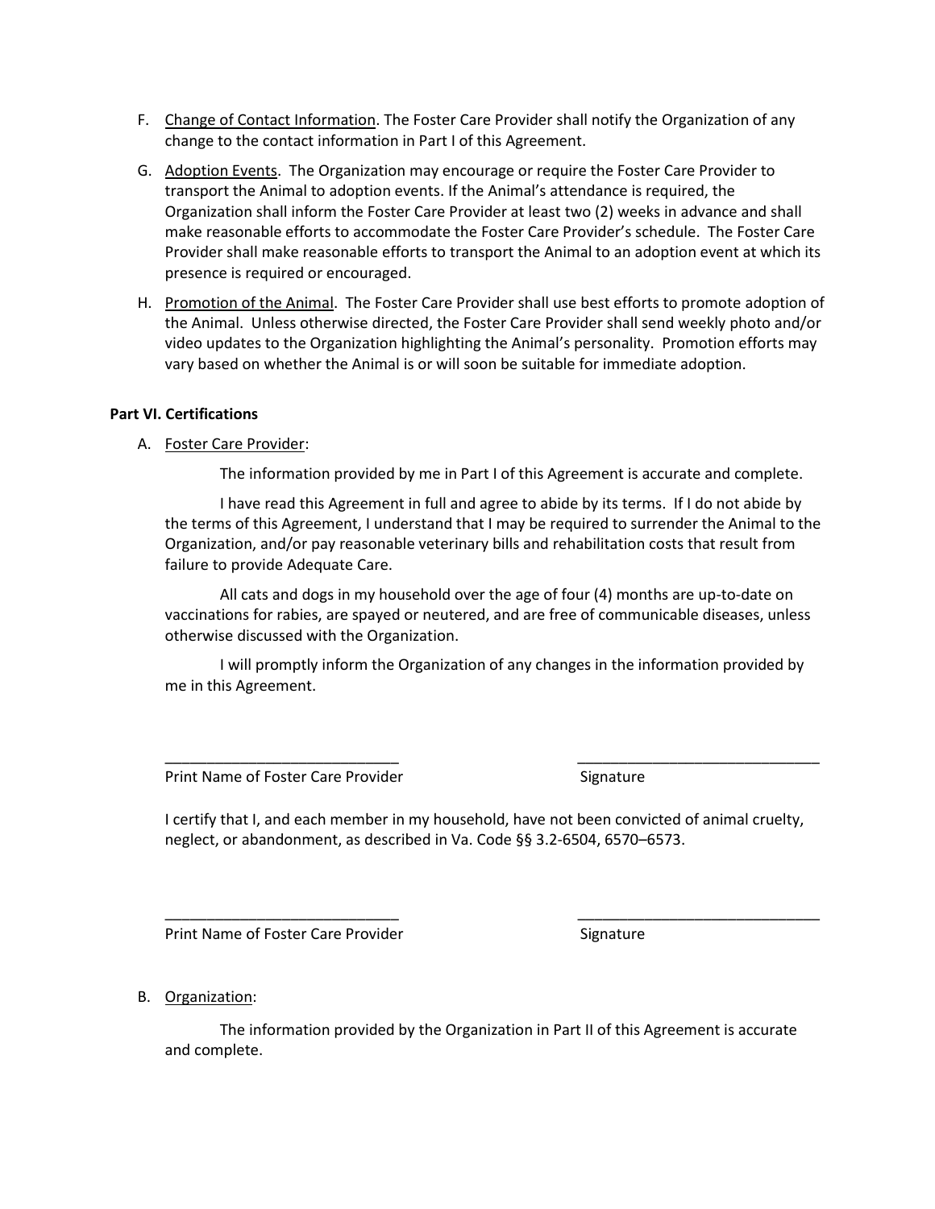F. Change of Contact Information. The Foster Care Provider shall notify the Organization of any change to the contact information in Part I of this Agreement.

G. Adoption Events. The Organization may encourage or require the Foster Care Provider to transport the Animal to adoption events. If the Animal's attendance is required, the Organization shall inform the Foster Care Provider at least two (2) weeks in advance and shall make reasonable efforts to accommodate the Foster Care Provider's schedule. The Foster Care Provider shall make reasonable efforts to transport the Animal to an adoption event at which its presence is required or encouraged.

H. Promotion of the Animal. The Foster Care Provider shall use best efforts to promote adoption of the Animal. Unless otherwise directed, the Foster Care Provider shall send weekly photo and/or video updates to the Organization highlighting the Animal's personality. Promotion efforts may vary based on whether the Animal is or will soon be suitable for immediate adoption.

**Part VI. Certifications**

A. Foster Care Provider:

The information provided by me in Part I of this Agreement is accurate and complete.

I have read this Agreement in full and agree to abide by its terms. If I do not abide by the terms of this Agreement, I understand that I may be required to surrender the Animal to the Organization, and/or pay reasonable veterinary bills and rehabilitation costs that result from failure to provide Adequate Care.

All cats and dogs in my household over the age of four (4) months are up-to-date on vaccinations for rabies, are spayed or neutered, and are free of communicable diseases, unless otherwise discussed with the Organization.

I will promptly inform the Organization of any changes in the information provided by me in this Agreement.

\_\_\_\_\_\_\_\_\_\_\_\_\_\_\_\_\_\_\_\_\_\_\_\_\_\_\_\_ \_\_\_\_\_\_\_\_\_\_\_\_\_\_\_\_\_\_\_\_\_\_\_\_\_\_\_\_\_\_

Print Name of Foster Care Provider Signature

I certify that I, and each member in my household, have not been convicted of animal cruelty, neglect, or abandonment, as described in Va. Code §§ 3.2-6504, 6570–6573.

\_\_\_\_\_\_\_\_\_\_\_\_\_\_\_\_\_\_\_\_\_\_\_\_\_\_\_\_ \_\_\_\_\_\_\_\_\_\_\_\_\_\_\_\_\_\_\_\_\_\_\_\_\_\_\_\_\_\_

Print Name of Foster Care Provider Signature

B. Organization:

The information provided by the Organization in Part II of this Agreement is accurate and complete.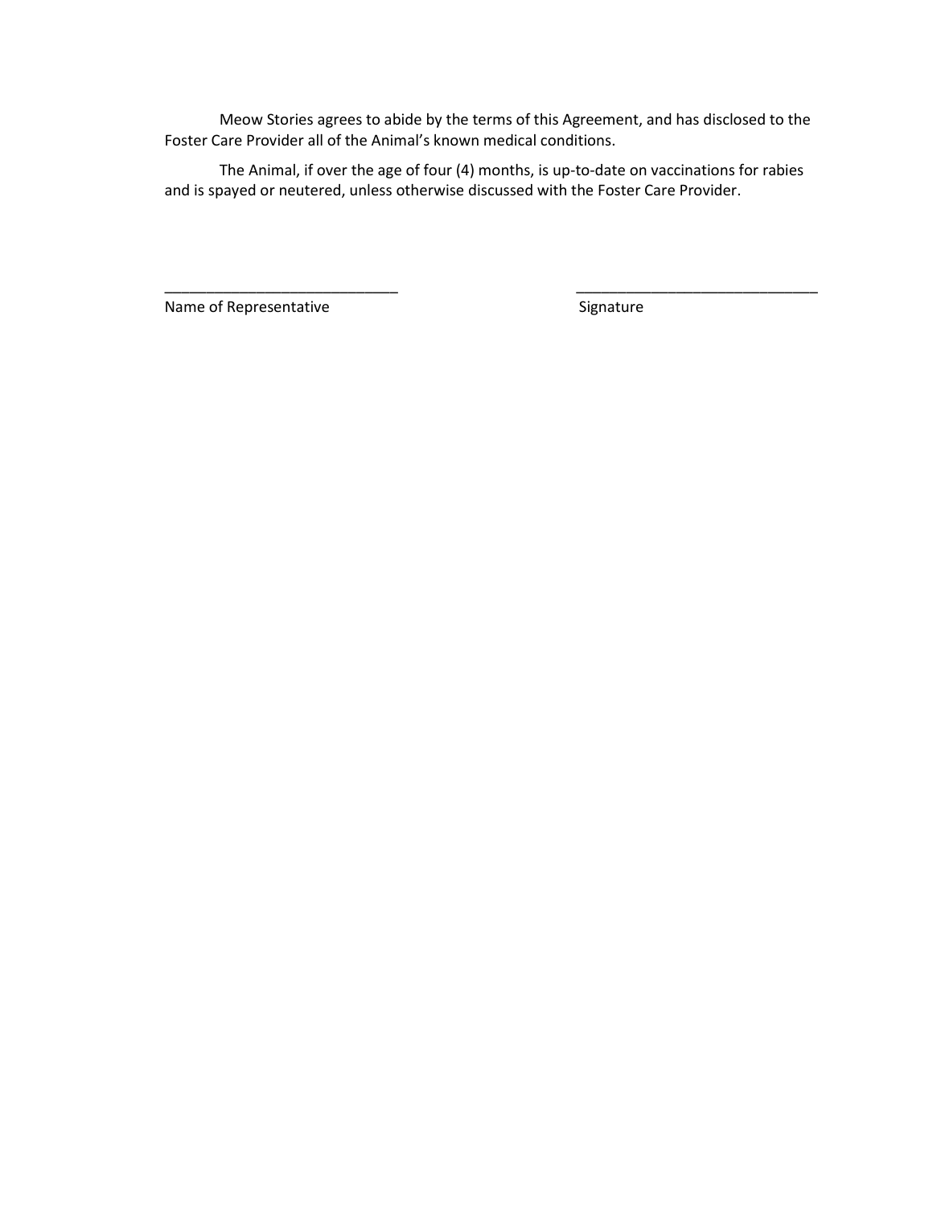Meow Stories agrees to abide by the terms of this Agreement, and has disclosed to the Foster Care Provider all of the Animal's known medical conditions.

The Animal, if over the age of four (4) months, is up-to-date on vaccinations for rabies and is spayed or neutered, unless otherwise discussed with the Foster Care Provider.

| | |
|---|---|
| \_\_\_\_\_\_\_\_\_\_\_\_\_\_\_\_\_\_\_\_\_\_\_\_\_\_\_\_ | \_\_\_\_\_\_\_\_\_\_\_\_\_\_\_\_\_\_\_\_\_\_\_\_\_\_\_\_\_\_ |
| Name of Representative | Signature |